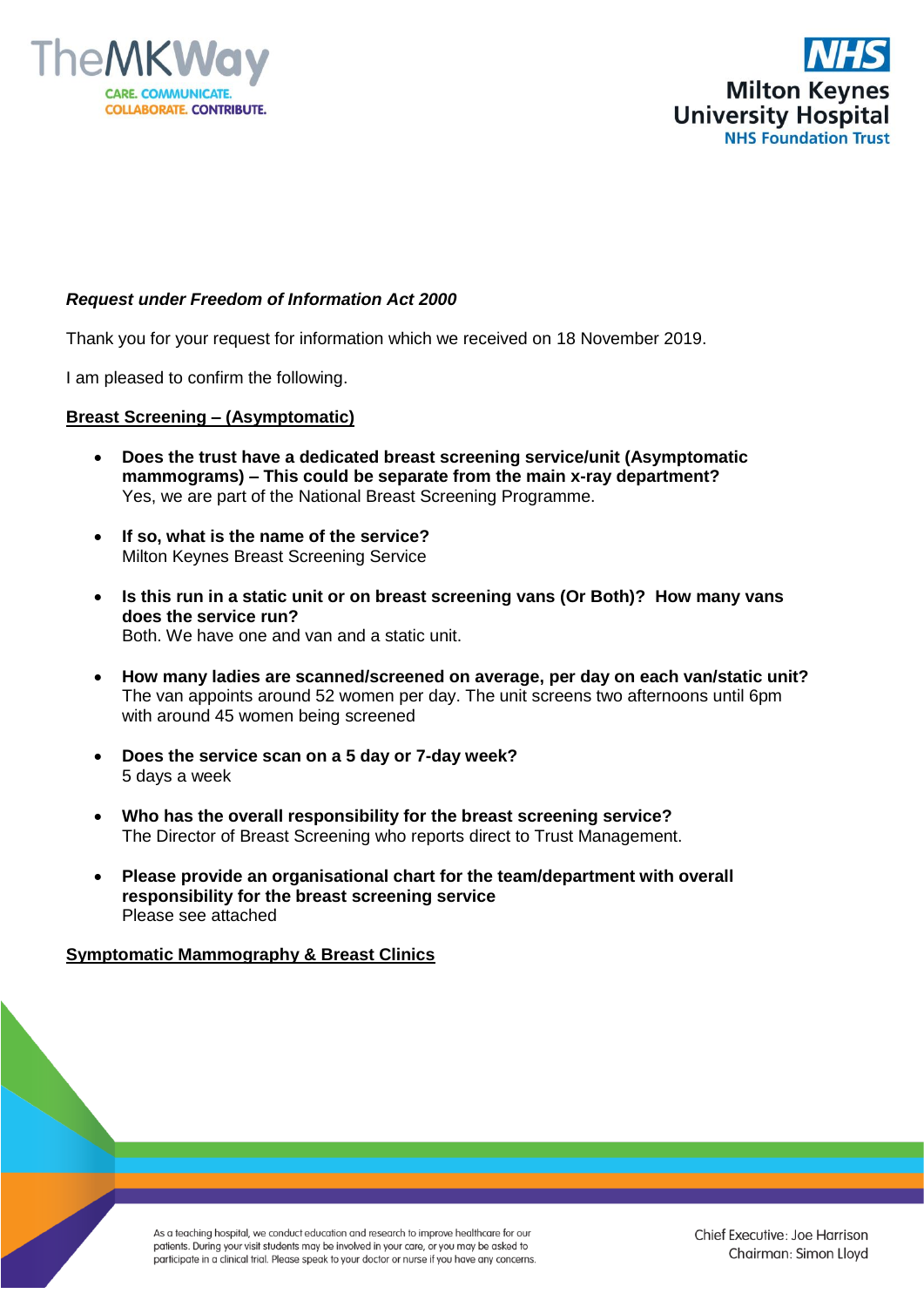***Request under Freedom of Information Act 2000***

Thank you for your request for information which we received on 18 November 2019.

I am pleased to confirm the following.

## Breast Screening – (Asymptomatic)

- **Does the trust have a dedicated breast screening service/unit (Asymptomatic mammograms) – This could be separate from the main x-ray department?**
  Yes, we are part of the National Breast Screening Programme.

- **If so, what is the name of the service?**
  Milton Keynes Breast Screening Service

- **Is this run in a static unit or on breast screening vans (Or Both)? How many vans does the service run?**
  Both. We have one and van and a static unit.

- **How many ladies are scanned/screened on average, per day on each van/static unit?**
  The van appoints around 52 women per day. The unit screens two afternoons until 6pm with around 45 women being screened

- **Does the service scan on a 5 day or 7-day week?**
  5 days a week

- **Who has the overall responsibility for the breast screening service?**
  The Director of Breast Screening who reports direct to Trust Management.

- **Please provide an organisational chart for the team/department with overall responsibility for the breast screening service**
  Please see attached

## Symptomatic Mammography & Breast Clinics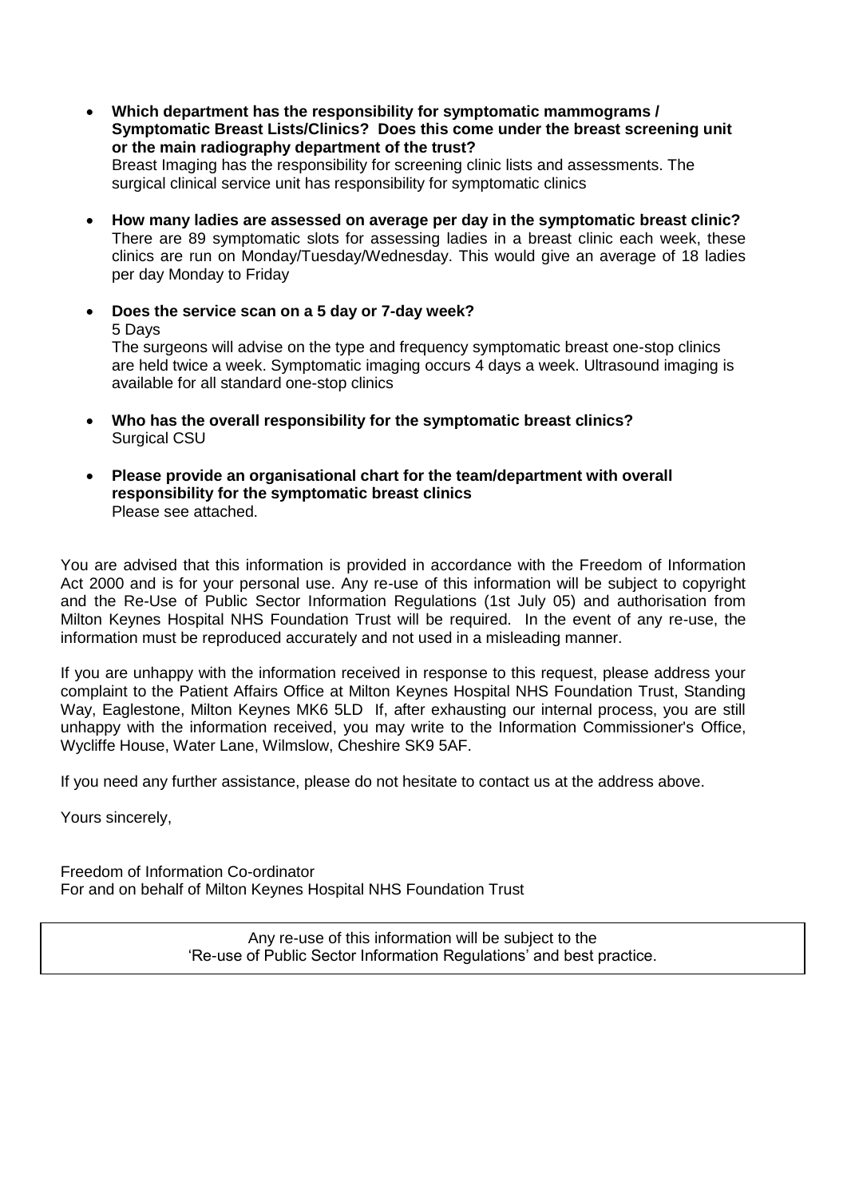- **Which department has the responsibility for symptomatic mammograms / Symptomatic Breast Lists/Clinics? Does this come under the breast screening unit or the main radiography department of the trust?**
  Breast Imaging has the responsibility for screening clinic lists and assessments. The surgical clinical service unit has responsibility for symptomatic clinics

- **How many ladies are assessed on average per day in the symptomatic breast clinic?**
  There are 89 symptomatic slots for assessing ladies in a breast clinic each week, these clinics are run on Monday/Tuesday/Wednesday. This would give an average of 18 ladies per day Monday to Friday

- **Does the service scan on a 5 day or 7-day week?**
  5 Days
  The surgeons will advise on the type and frequency symptomatic breast one-stop clinics are held twice a week. Symptomatic imaging occurs 4 days a week. Ultrasound imaging is available for all standard one-stop clinics

- **Who has the overall responsibility for the symptomatic breast clinics?**
  Surgical CSU

- **Please provide an organisational chart for the team/department with overall responsibility for the symptomatic breast clinics**
  Please see attached.

You are advised that this information is provided in accordance with the Freedom of Information Act 2000 and is for your personal use. Any re-use of this information will be subject to copyright and the Re-Use of Public Sector Information Regulations (1st July 05) and authorisation from Milton Keynes Hospital NHS Foundation Trust will be required. In the event of any re-use, the information must be reproduced accurately and not used in a misleading manner.

If you are unhappy with the information received in response to this request, please address your complaint to the Patient Affairs Office at Milton Keynes Hospital NHS Foundation Trust, Standing Way, Eaglestone, Milton Keynes MK6 5LD If, after exhausting our internal process, you are still unhappy with the information received, you may write to the Information Commissioner's Office, Wycliffe House, Water Lane, Wilmslow, Cheshire SK9 5AF.

If you need any further assistance, please do not hesitate to contact us at the address above.

Yours sincerely,

Freedom of Information Co-ordinator
For and on behalf of Milton Keynes Hospital NHS Foundation Trust

Any re-use of this information will be subject to the
'Re-use of Public Sector Information Regulations' and best practice.